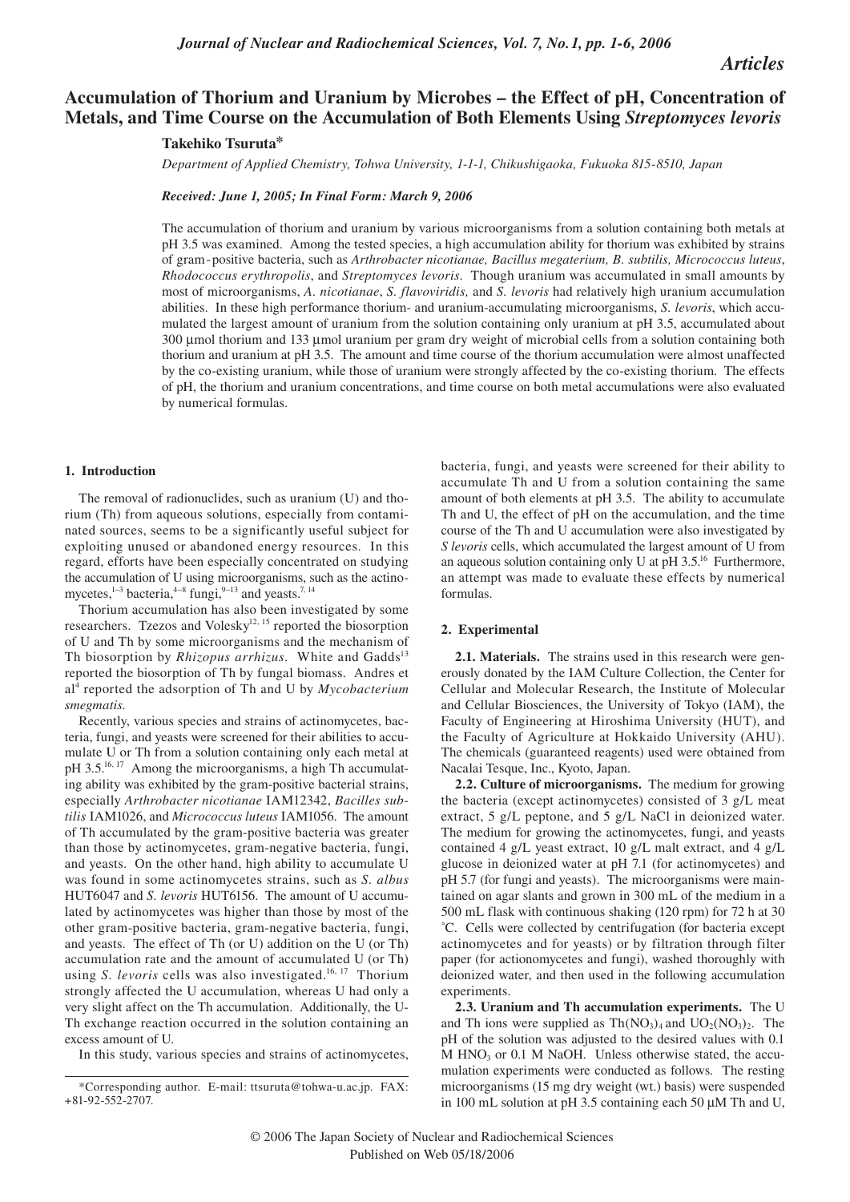*Articles*

# Accumulation of Thorium and Uranium by Microbes – the Effect of pH, Concentration of Metals, and Time Course on the Accumulation of Both Elements Using *Streptomyces levoris*

**Takehiko Tsuruta***

*Department of Applied Chemistry, Tohwa University, 1-1-1, Chikushigaoka, Fukuoka 815-8510, Japan*

***Received: June 1, 2005; In Final Form: March 9, 2006***

The accumulation of thorium and uranium by various microorganisms from a solution containing both metals at pH 3.5 was examined. Among the tested species, a high accumulation ability for thorium was exhibited by strains of gram-positive bacteria, such as *Arthrobacter nicotianae, Bacillus megaterium, B. subtilis, Micrococcus luteus, Rhodococcus erythropolis*, and *Streptomyces levoris*. Though uranium was accumulated in small amounts by most of microorganisms, *A. nicotianae*, *S. flavoviridis,* and *S. levoris* had relatively high uranium accumulation abilities. In these high performance thorium- and uranium-accumulating microorganisms, *S. levoris*, which accumulated the largest amount of uranium from the solution containing only uranium at pH 3.5, accumulated about 300 μmol thorium and 133 μmol uranium per gram dry weight of microbial cells from a solution containing both thorium and uranium at pH 3.5. The amount and time course of the thorium accumulation were almost unaffected by the co-existing uranium, while those of uranium were strongly affected by the co-existing thorium. The effects of pH, the thorium and uranium concentrations, and time course on both metal accumulations were also evaluated by numerical formulas.

## 1. Introduction

The removal of radionuclides, such as uranium (U) and thorium (Th) from aqueous solutions, especially from contaminated sources, seems to be a significantly useful subject for exploiting unused or abandoned energy resources. In this regard, efforts have been especially concentrated on studying the accumulation of U using microorganisms, such as the actinomycetes,[1–3] bacteria,[4–8] fungi,[9–13] and yeasts.[7, 14]

Thorium accumulation has also been investigated by some researchers. Tzezos and Volesky[12, 15] reported the biosorption of U and Th by some microorganisms and the mechanism of Th biosorption by *Rhizopus arrhizus*. White and Gadds[13] reported the biosorption of Th by fungal biomass. Andres et al[4] reported the adsorption of Th and U by *Mycobacterium smegmatis.*

Recently, various species and strains of actinomycetes, bacteria, fungi, and yeasts were screened for their abilities to accumulate U or Th from a solution containing only each metal at pH 3.5.[16, 17] Among the microorganisms, a high Th accumulating ability was exhibited by the gram-positive bacterial strains, especially *Arthrobacter nicotianae* IAM12342, *Bacilles subtilis* IAM1026, and *Micrococcus luteus* IAM1056. The amount of Th accumulated by the gram-positive bacteria was greater than those by actinomycetes, gram-negative bacteria, fungi, and yeasts. On the other hand, high ability to accumulate U was found in some actinomycetes strains, such as *S. albus* HUT6047 and *S. levoris* HUT6156. The amount of U accumulated by actinomycetes was higher than those by most of the other gram-positive bacteria, gram-negative bacteria, fungi, and yeasts. The effect of Th (or U) addition on the U (or Th) accumulation rate and the amount of accumulated U (or Th) using *S. levoris* cells was also investigated.[16, 17] Thorium strongly affected the U accumulation, whereas U had only a very slight affect on the Th accumulation. Additionally, the U-Th exchange reaction occurred in the solution containing an excess amount of U.

In this study, various species and strains of actinomycetes, bacteria, fungi, and yeasts were screened for their ability to accumulate Th and U from a solution containing the same amount of both elements at pH 3.5. The ability to accumulate Th and U, the effect of pH on the accumulation, and the time course of the Th and U accumulation were also investigated by *S levoris* cells, which accumulated the largest amount of U from an aqueous solution containing only U at pH 3.5.[16] Furthermore, an attempt was made to evaluate these effects by numerical formulas.

## 2. Experimental

**2.1. Materials.** The strains used in this research were generously donated by the IAM Culture Collection, the Center for Cellular and Molecular Research, the Institute of Molecular and Cellular Biosciences, the University of Tokyo (IAM), the Faculty of Engineering at Hiroshima University (HUT), and the Faculty of Agriculture at Hokkaido University (AHU). The chemicals (guaranteed reagents) used were obtained from Nacalai Tesque, Inc., Kyoto, Japan.

**2.2. Culture of microorganisms.** The medium for growing the bacteria (except actinomycetes) consisted of 3 g/L meat extract, 5 g/L peptone, and 5 g/L NaCl in deionized water. The medium for growing the actinomycetes, fungi, and yeasts contained 4 g/L yeast extract, 10 g/L malt extract, and 4 g/L glucose in deionized water at pH 7.1 (for actinomycetes) and pH 5.7 (for fungi and yeasts). The microorganisms were maintained on agar slants and grown in 300 mL of the medium in a 500 mL flask with continuous shaking (120 rpm) for 72 h at 30 ˚C. Cells were collected by centrifugation (for bacteria except actinomycetes and for yeasts) or by filtration through filter paper (for actionomycetes and fungi), washed thoroughly with deionized water, and then used in the following accumulation experiments.

**2.3. Uranium and Th accumulation experiments.** The U and Th ions were supplied as $Th(NO_3)_4$ and $UO_2(NO_3)_2$. The pH of the solution was adjusted to the desired values with 0.1 M $HNO_3$ or 0.1 M NaOH. Unless otherwise stated, the accumulation experiments were conducted as follows. The resting microorganisms (15 mg dry weight (wt.) basis) were suspended in 100 mL solution at pH 3.5 containing each 50 μM Th and U,

---

*Corresponding author. E-mail: ttsuruta@tohwa-u.ac.jp. FAX: +81-92-552-2707.

© 2006 The Japan Society of Nuclear and Radiochemical Sciences
Published on Web 05/18/2006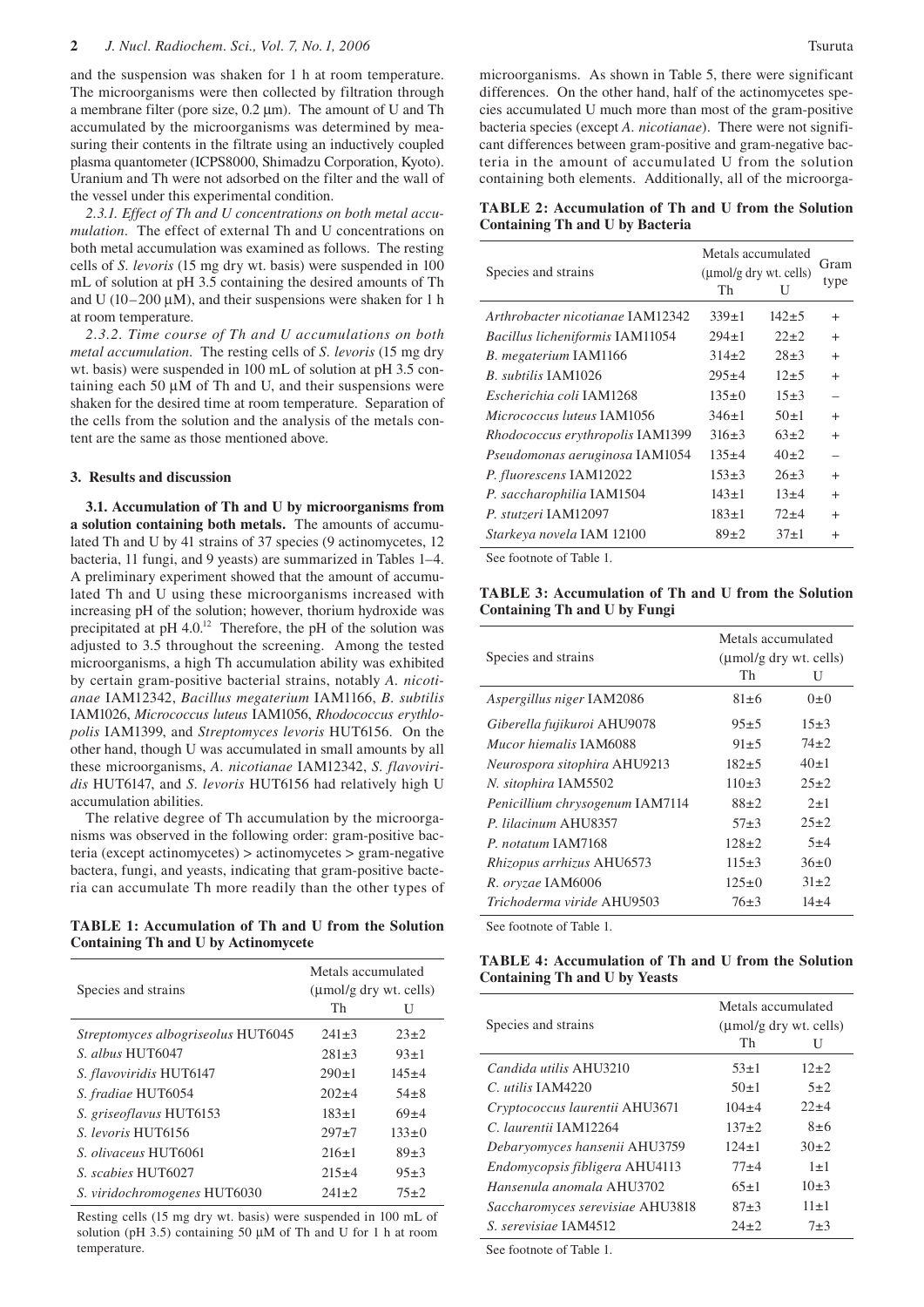and the suspension was shaken for 1 h at room temperature. The microorganisms were then collected by filtration through a membrane filter (pore size, 0.2 μm). The amount of U and Th accumulated by the microorganisms was determined by measuring their contents in the filtrate using an inductively coupled plasma quantometer (ICPS8000, Shimadzu Corporation, Kyoto). Uranium and Th were not adsorbed on the filter and the wall of the vessel under this experimental condition.

*2.3.1. Effect of Th and U concentrations on both metal accumulation.* The effect of external Th and U concentrations on both metal accumulation was examined as follows. The resting cells of *S. levoris* (15 mg dry wt. basis) were suspended in 100 mL of solution at pH 3.5 containing the desired amounts of Th and U (10–200 μM), and their suspensions were shaken for 1 h at room temperature.

*2.3.2. Time course of Th and U accumulations on both metal accumulation.* The resting cells of *S. levoris* (15 mg dry wt. basis) were suspended in 100 mL of solution at pH 3.5 containing each 50 μM of Th and U, and their suspensions were shaken for the desired time at room temperature. Separation of the cells from the solution and the analysis of the metals content are the same as those mentioned above.

### 3. Results and discussion

**3.1. Accumulation of Th and U by microorganisms from a solution containing both metals.** The amounts of accumulated Th and U by 41 strains of 37 species (9 actinomycetes, 12 bacteria, 11 fungi, and 9 yeasts) are summarized in Tables 1–4. A preliminary experiment showed that the amount of accumulated Th and U using these microorganisms increased with increasing pH of the solution; however, thorium hydroxide was precipitated at pH 4.0.[12] Therefore, the pH of the solution was adjusted to 3.5 throughout the screening. Among the tested microorganisms, a high Th accumulation ability was exhibited by certain gram-positive bacterial strains, notably *A. nicotianae* IAM12342, *Bacillus megaterium* IAM1166, *B. subtilis* IAM1026, *Micrococcus luteus* IAM1056, *Rhodococcus erythlopolis* IAM1399, and *Streptomyces levoris* HUT6156. On the other hand, though U was accumulated in small amounts by all these microorganisms, *A. nicotianae* IAM12342, *S. flavoviridis* HUT6147, and *S. levoris* HUT6156 had relatively high U accumulation abilities.

The relative degree of Th accumulation by the microorganisms was observed in the following order: gram-positive bacteria (except actinomycetes) > actinomycetes > gram-negative bactera, fungi, and yeasts, indicating that gram-positive bacteria can accumulate Th more readily than the other types of microorganisms. As shown in Table 5, there were significant differences. On the other hand, half of the actinomycetes species accumulated U much more than most of the gram-positive bacteria species (except *A. nicotianae*). There were not significant differences between gram-positive and gram-negative bacteria in the amount of accumulated U from the solution containing both elements. Additionally, all of the microorga-

**TABLE 1: Accumulation of Th and U from the Solution Containing Th and U by Actinomycete**

| Species and strains | Metals accumulated (μmol/g dry wt. cells) | |
|---|---|---|
| | Th | U |
| *Streptomyces albogriseolus* HUT6045 | 241±3 | 23±2 |
| *S. albus* HUT6047 | 281±3 | 93±1 |
| *S. flavoviridis* HUT6147 | 290±1 | 145±4 |
| *S. fradiae* HUT6054 | 202±4 | 54±8 |
| *S. griseoflavus* HUT6153 | 183±1 | 69±4 |
| *S. levoris* HUT6156 | 297±7 | 133±0 |
| *S. olivaceus* HUT6061 | 216±1 | 89±3 |
| *S. scabies* HUT6027 | 215±4 | 95±3 |
| *S. viridochromogenes* HUT6030 | 241±2 | 75±2 |

Resting cells (15 mg dry wt. basis) were suspended in 100 mL of solution (pH 3.5) containing 50 μM of Th and U for 1 h at room temperature.

**TABLE 2: Accumulation of Th and U from the Solution Containing Th and U by Bacteria**

| Species and strains | Metals accumulated (μmol/g dry wt. cells) | | Gram type |
|---|---|---|---|
| | Th | U | |
| *Arthrobacter nicotianae* IAM12342 | 339±1 | 142±5 | + |
| *Bacillus licheniformis* IAM11054 | 294±1 | 22±2 | + |
| *B. megaterium* IAM1166 | 314±2 | 28±3 | + |
| *B. subtilis* IAM1026 | 295±4 | 12±5 | + |
| *Escherichia coli* IAM1268 | 135±0 | 15±3 | – |
| *Micrococcus luteus* IAM1056 | 346±1 | 50±1 | + |
| *Rhodococcus erythropolis* IAM1399 | 316±3 | 63±2 | + |
| *Pseudomonas aeruginosa* IAM1054 | 135±4 | 40±2 | – |
| *P. fluorescens* IAM12022 | 153±3 | 26±3 | + |
| *P. saccharophilia* IAM1504 | 143±1 | 13±4 | + |
| *P. stutzeri* IAM12097 | 183±1 | 72±4 | + |
| *Starkeya novela* IAM 12100 | 89±2 | 37±1 | + |

See footnote of Table 1.

**TABLE 3: Accumulation of Th and U from the Solution Containing Th and U by Fungi**

| Species and strains | Metals accumulated (μmol/g dry wt. cells) | |
|---|---|---|
| | Th | U |
| *Aspergillus niger* IAM2086 | 81±6 | 0±0 |
| *Giberella fujikuroi* AHU9078 | 95±5 | 15±3 |
| *Mucor hiemalis* IAM6088 | 91±5 | 74±2 |
| *Neurospora sitophira* AHU9213 | 182±5 | 40±1 |
| *N. sitophira* IAM5502 | 110±3 | 25±2 |
| *Penicillium chrysogenum* IAM7114 | 88±2 | 2±1 |
| *P. lilacinum* AHU8357 | 57±3 | 25±2 |
| *P. notatum* IAM7168 | 128±2 | 5±4 |
| *Rhizopus arrhizus* AHU6573 | 115±3 | 36±0 |
| *R. oryzae* IAM6006 | 125±0 | 31±2 |
| *Trichoderma viride* AHU9503 | 76±3 | 14±4 |

See footnote of Table 1.

**TABLE 4: Accumulation of Th and U from the Solution Containing Th and U by Yeasts**

| Species and strains | Metals accumulated (μmol/g dry wt. cells) | |
|---|---|---|
| | Th | U |
| *Candida utilis* AHU3210 | 53±1 | 12±2 |
| *C. utilis* IAM4220 | 50±1 | 5±2 |
| *Cryptococcus laurentii* AHU3671 | 104±4 | 22±4 |
| *C. laurentii* IAM12264 | 137±2 | 8±6 |
| *Debaryomyces hansenii* AHU3759 | 124±1 | 30±2 |
| *Endomycopsis fibligera* AHU4113 | 77±4 | 1±1 |
| *Hansenula anomala* AHU3702 | 65±1 | 10±3 |
| *Saccharomyces serevisiae* AHU3818 | 87±3 | 11±1 |
| *S. serevisiae* IAM4512 | 24±2 | 7±3 |

See footnote of Table 1.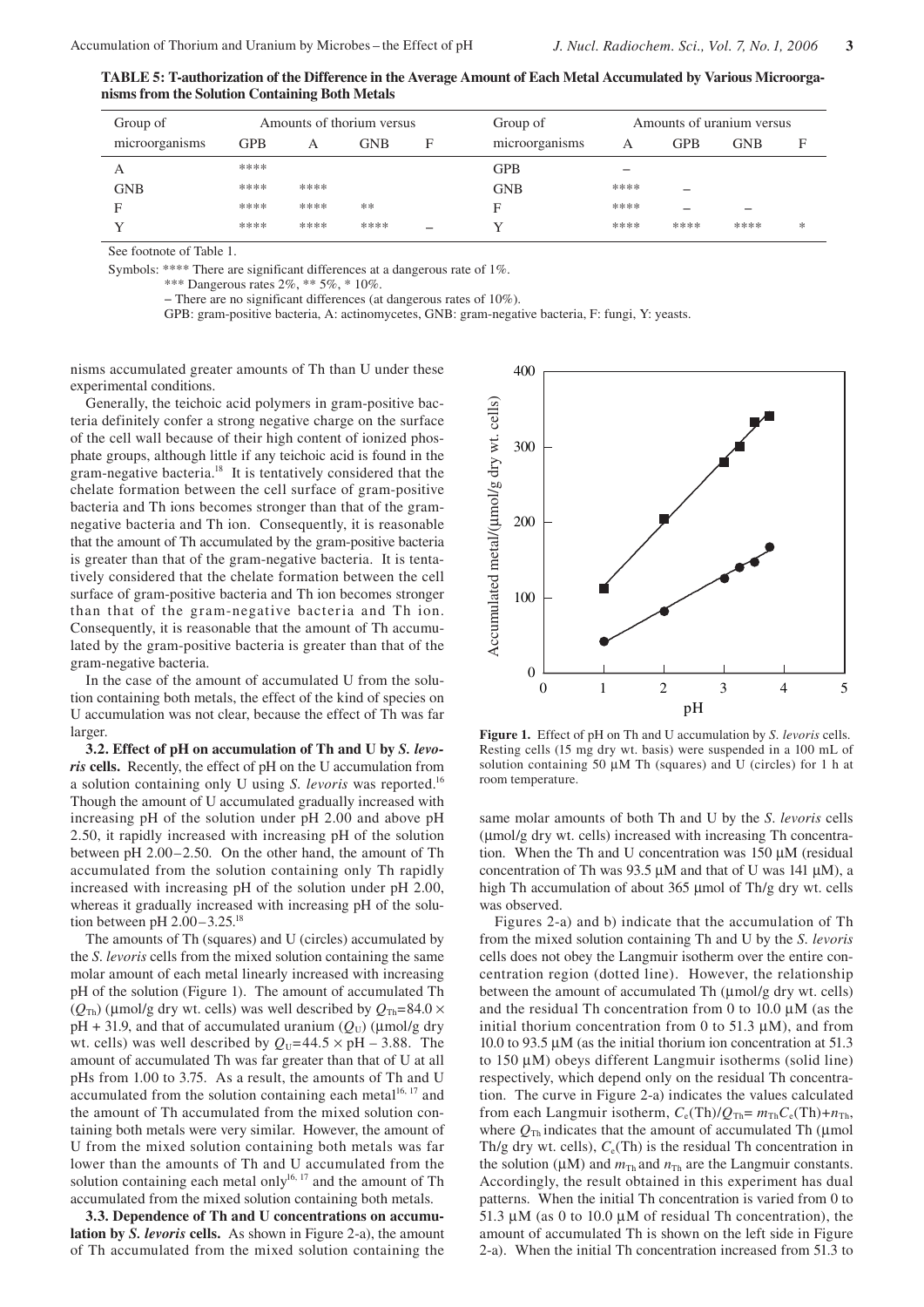**TABLE 5: T-authorization of the Difference in the Average Amount of Each Metal Accumulated by Various Microorganisms from the Solution Containing Both Metals**

| Group of microorganisms | Amounts of thorium versus | | | | Group of microorganisms | Amounts of uranium versus | | | |
|---|---|---|---|---|---|---|---|---|---|
| | GPB | A | GNB | F | | A | GPB | GNB | F |
| A | **** | | | | GPB | – | | | |
| GNB | **** | **** | | | GNB | **** | – | | |
| F | **** | **** | ** | | F | **** | – | – | |
| Y | **** | **** | **** | – | Y | **** | **** | **** | * |

See footnote of Table 1.

Symbols: **** There are significant differences at a dangerous rate of 1%.

*** Dangerous rates 2%, ** 5%, * 10%.

– There are no significant differences (at dangerous rates of 10%).

GPB: gram-positive bacteria, A: actinomycetes, GNB: gram-negative bacteria, F: fungi, Y: yeasts.

nisms accumulated greater amounts of Th than U under these experimental conditions.

Generally, the teichoic acid polymers in gram-positive bacteria definitely confer a strong negative charge on the surface of the cell wall because of their high content of ionized phosphate groups, although little if any teichoic acid is found in the gram-negative bacteria.[18] It is tentatively considered that the chelate formation between the cell surface of gram-positive bacteria and Th ions becomes stronger than that of the gram-negative bacteria and Th ion. Consequently, it is reasonable that the amount of Th accumulated by the gram-positive bacteria is greater than that of the gram-negative bacteria. It is tentatively considered that the chelate formation between the cell surface of gram-positive bacteria and Th ion becomes stronger than that of the gram-negative bacteria and Th ion. Consequently, it is reasonable that the amount of Th accumulated by the gram-positive bacteria is greater than that of the gram-negative bacteria.

In the case of the amount of accumulated U from the solution containing both metals, the effect of the kind of species on U accumulation was not clear, because the effect of Th was far larger.

**3.2. Effect of pH on accumulation of Th and U by *S. levoris* cells.** Recently, the effect of pH on the U accumulation from a solution containing only U using *S. levoris* was reported.[16] Though the amount of U accumulated gradually increased with increasing pH of the solution under pH 2.00 and above pH 2.50, it rapidly increased with increasing pH of the solution between pH 2.00–2.50. On the other hand, the amount of Th accumulated from the solution containing only Th rapidly increased with increasing pH of the solution under pH 2.00, whereas it gradually increased with increasing pH of the solution between pH 2.00–3.25.[18]

The amounts of Th (squares) and U (circles) accumulated by the *S. levoris* cells from the mixed solution containing the same molar amount of each metal linearly increased with increasing pH of the solution (Figure 1). The amount of accumulated Th ($Q_{Th}$) (μmol/g dry wt. cells) was well described by $Q_{Th}=84.0 \times \text{pH} + 31.9$, and that of accumulated uranium ($Q_U$) (μmol/g dry wt. cells) was well described by $Q_U=44.5 \times \text{pH} - 3.88$. The amount of accumulated Th was far greater than that of U at all pHs from 1.00 to 3.75. As a result, the amounts of Th and U accumulated from the solution containing each metal[16, 17] and the amount of Th accumulated from the mixed solution containing both metals were very similar. However, the amount of U from the mixed solution containing both metals was far lower than the amounts of Th and U accumulated from the solution containing each metal only[16, 17] and the amount of Th accumulated from the mixed solution containing both metals.

**3.3. Dependence of Th and U concentrations on accumulation by *S. levoris* cells.** As shown in Figure 2-a), the amount of Th accumulated from the mixed solution containing the

**Figure 1.** Effect of pH on Th and U accumulation by *S. levoris* cells. Resting cells (15 mg dry wt. basis) were suspended in a 100 mL of solution containing 50 μM Th (squares) and U (circles) for 1 h at room temperature.

same molar amounts of both Th and U by the *S. levoris* cells (μmol/g dry wt. cells) increased with increasing Th concentration. When the Th and U concentration was 150 μM (residual concentration of Th was 93.5 μM and that of U was 141 μM), a high Th accumulation of about 365 μmol of Th/g dry wt. cells was observed.

Figures 2-a) and b) indicate that the accumulation of Th from the mixed solution containing Th and U by the *S. levoris* cells does not obey the Langmuir isotherm over the entire concentration region (dotted line). However, the relationship between the amount of accumulated Th (μmol/g dry wt. cells) and the residual Th concentration from 0 to 10.0 μM (as the initial thorium concentration from 0 to 51.3 μM), and from 10.0 to 93.5 μM (as the initial thorium ion concentration at 51.3 to 150 μM) obeys different Langmuir isotherms (solid line) respectively, which depend only on the residual Th concentration. The curve in Figure 2-a) indicates the values calculated from each Langmuir isotherm, $C_e(\text{Th})/Q_{Th}= m_{Th}C_e(\text{Th})+n_{Th}$, where $Q_{Th}$ indicates that the amount of accumulated Th (μmol Th/g dry wt. cells), $C_e(\text{Th})$ is the residual Th concentration in the solution (μM) and $m_{Th}$ and $n_{Th}$ are the Langmuir constants. Accordingly, the result obtained in this experiment has dual patterns. When the initial Th concentration is varied from 0 to 51.3 μM (as 0 to 10.0 μM of residual Th concentration), the amount of accumulated Th is shown on the left side in Figure 2-a). When the initial Th concentration increased from 51.3 to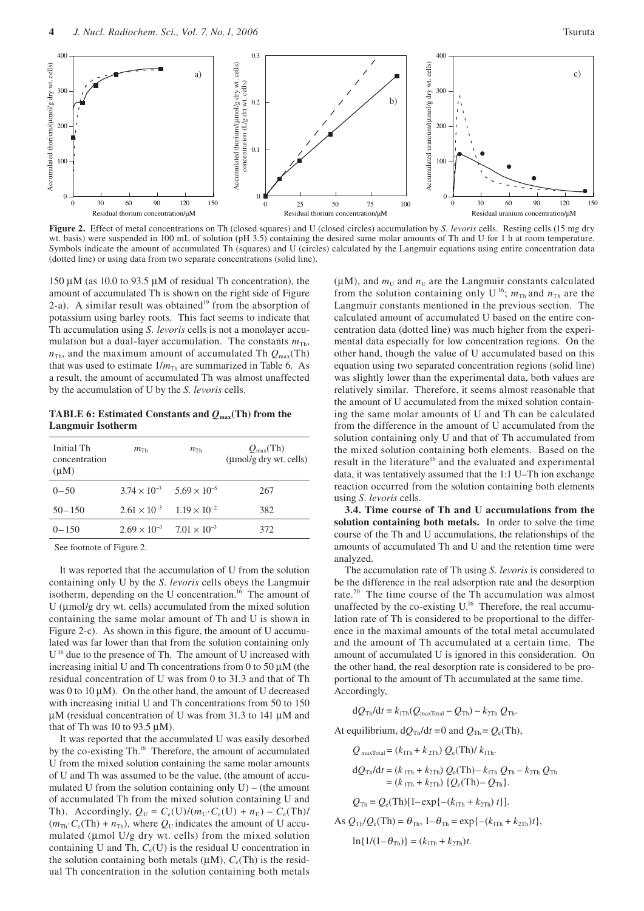**Figure 2.** Effect of metal concentrations on Th (closed squares) and U (closed circles) accumulation by *S. levoris* cells. Resting cells (15 mg dry wt. basis) were suspended in 100 mL of solution (pH 3.5) containing the desired same molar amounts of Th and U for 1 h at room temperature. Symbols indicate the amount of accumulated Th (squares) and U (circles) calculated by the Langmuir equations using entire concentration data (dotted line) or using data from two separate concentrations (solid line).

150 μM (as 10.0 to 93.5 μM of residual Th concentration), the amount of accumulated Th is shown on the right side of Figure 2-a). A similar result was obtained[19] from the absorption of potassium using barley roots. This fact seems to indicate that Th accumulation using *S. levoris* cells is not a monolayer accumulation but a dual-layer accumulation. The constants $m_{Th}$, $n_{Th}$, and the maximum amount of accumulated Th $Q_{max}$(Th) that was used to estimate $1/m_{Th}$ are summarized in Table 6. As a result, the amount of accumulated Th was almost unaffected by the accumulation of U by the *S. levoris* cells.

**TABLE 6: Estimated Constants and $Q_{max}$(Th) from the Langmuir Isotherm**

| Initial Th concentration (μM) | $m_{Th}$ | $n_{Th}$ | $Q_{max}$(Th) (μmol/g dry wt. cells) |
|---|---|---|---|
| 0 – 50 | $3.74 \times 10^{-3}$ | $5.69 \times 10^{-5}$ | 267 |
| 50 – 150 | $2.61 \times 10^{-3}$ | $1.19 \times 10^{-2}$ | 382 |
| 0 – 150 | $2.69 \times 10^{-3}$ | $7.01 \times 10^{-3}$ | 372 |

See footnote of Figure 2.

It was reported that the accumulation of U from the solution containing only U by the *S. levoris* cells obeys the Langmuir isotherm, depending on the U concentration.[16] The amount of U (μmol/g dry wt. cells) accumulated from the mixed solution containing the same molar amount of Th and U is shown in Figure 2-c). As shown in this figure, the amount of U accumulated was far lower than that from the solution containing only U[16] due to the presence of Th. The amount of U increased with increasing initial U and Th concentrations from 0 to 50 μM (the residual concentration of U was from 0 to 31.3 and that of Th was 0 to 10 μM). On the other hand, the amount of U decreased with increasing initial U and Th concentrations from 50 to 150 μM (residual concentration of U was from 31.3 to 141 μM and that of Th was 10 to 93.5 μM).

It was reported that the accumulated U was easily desorbed by the co-existing Th.[16] Therefore, the amount of accumulated U from the mixed solution containing the same molar amounts of U and Th was assumed to be the value, (the amount of accumulated U from the solution containing only U) – (the amount of accumulated Th from the mixed solution containing U and Th). Accordingly, $Q_U = C_e(U)/(m_U \cdot C_e(U) + n_U) - C_e(Th)/(m_{Th} \cdot C_e(Th) + n_{Th})$, where $Q_U$ indicates the amount of U accumulated (μmol U/g dry wt. cells) from the mixed solution containing U and Th, $C_e(U)$ is the residual U concentration in the solution containing both metals (μM), $C_e(Th)$ is the residual Th concentration in the solution containing both metals (μM), and $m_U$ and $n_U$ are the Langmuir constants calculated from the solution containing only U[16]; $m_{Th}$ and $n_{Th}$ are the Langmuir constants mentioned in the previous section. The calculated amount of accumulated U based on the entire concentration data (dotted line) was much higher from the experimental data especially for low concentration regions. On the other hand, though the value of U accumulated based on this equation using two separated concentration regions (solid line) was slightly lower than the experimental data, both values are relatively similar. Therefore, it seems almost reasonable that the amount of U accumulated from the mixed solution containing the same molar amounts of U and Th can be calculated from the difference in the amount of U accumulated from the solution containing only U and that of Th accumulated from the mixed solution containing both elements. Based on the result in the literature[16] and the evaluated and experimental data, it was tentatively assumed that the 1:1 U–Th ion exchange reaction occurred from the solution containing both elements using *S. levoris* cells.

**3.4. Time course of Th and U accumulations from the solution containing both metals.** In order to solve the time course of the Th and U accumulations, the relationships of the amounts of accumulated Th and U and the retention time were analyzed.

The accumulation rate of Th using *S. levoris* is considered to be the difference in the real adsorption rate and the desorption rate.[20] The time course of the Th accumulation was almost unaffected by the co-existing U.[16] Therefore, the real accumulation rate of Th is considered to be proportional to the difference in the maximal amounts of the total metal accumulated and the amount of Th accumulated at a certain time. The amount of accumulated U is ignored in this consideration. On the other hand, the real desorption rate is considered to be proportional to the amount of Th accumulated at the same time. Accordingly,

$$dQ_{Th}/dt = k_{1Th}(Q_{maxTotal} - Q_{Th}) - k_{2Th}\,Q_{Th}.$$

At equilibrium, $dQ_{Th}/dt = 0$ and $Q_{Th} = Q_e(Th)$,

$$Q_{maxTotal} = (k_{1Th} + k_{2Th})\,Q_e(Th)/\,k_{1Th}.$$

$$dQ_{Th}/dt = (k_{1Th} + k_{2Th})\,Q_e(Th) - k_{1Th}\,Q_{Th} - k_{2Th}\,Q_{Th} = (k_{1Th} + k_{2Th})\,\{Q_e(Th) - Q_{Th}\}.$$

$$Q_{Th} = Q_e(Th)[1 - \exp\{-(k_{1Th} + k_{2Th})\,t\}].$$

As $Q_{Th}/Q_e(Th) = \theta_{Th}$, $1 - \theta_{Th} = \exp\{-(k_{1Th} + k_{2Th})t\}$,

$$\ln\{1/(1 - \theta_{Th})\} = (k_{1Th} + k_{2Th})t.$$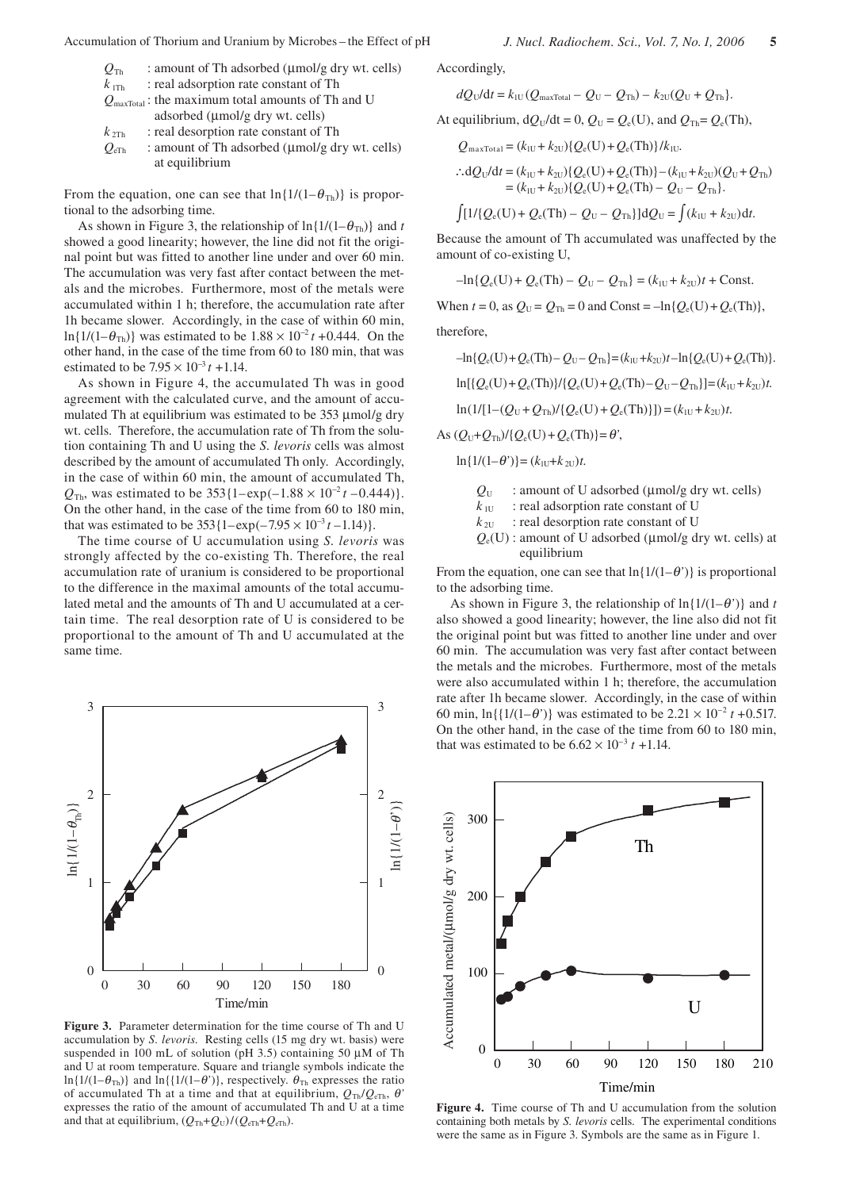| | |
|---|---|
| $Q_{\mathrm{Th}}$ | : amount of Th adsorbed (μmol/g dry wt. cells) |
| $k_{1\mathrm{Th}}$ | : real adsorption rate constant of Th |
| $Q_{\mathrm{maxTotal}}$ | : the maximum total amounts of Th and U adsorbed (μmol/g dry wt. cells) |
| $k_{2\mathrm{Th}}$ | : real desorption rate constant of Th |
| $Q_{\mathrm{eTh}}$ | : amount of Th adsorbed (μmol/g dry wt. cells) at equilibrium |

From the equation, one can see that $\ln\{1/(1-\theta_{\mathrm{Th}})\}$ is proportional to the adsorbing time.

As shown in Figure 3, the relationship of $\ln\{1/(1-\theta_{\mathrm{Th}})\}$ and $t$ showed a good linearity; however, the line did not fit the original point but was fitted to another line under and over 60 min. The accumulation was very fast after contact between the metals and the microbes. Furthermore, most of the metals were accumulated within 1 h; therefore, the accumulation rate after 1h became slower. Accordingly, in the case of within 60 min, $\ln\{1/(1-\theta_{\mathrm{Th}})\}$ was estimated to be $1.88\times10^{-2}\,t + 0.444$. On the other hand, in the case of the time from 60 to 180 min, that was estimated to be $7.95\times10^{-3}\,t + 1.14$.

As shown in Figure 4, the accumulated Th was in good agreement with the calculated curve, and the amount of accumulated Th at equilibrium was estimated to be 353 μmol/g dry wt. cells. Therefore, the accumulation rate of Th from the solution containing Th and U using the *S. levoris* cells was almost described by the amount of accumulated Th only. Accordingly, in the case of within 60 min, the amount of accumulated Th, $Q_{\mathrm{Th}}$, was estimated to be $353\{1-\exp(-1.88\times10^{-2}\,t - 0.444)\}$. On the other hand, in the case of the time from 60 to 180 min, that was estimated to be $353\{1-\exp(-7.95\times10^{-3}\,t - 1.14)\}$.

The time course of U accumulation using *S. levoris* was strongly affected by the co-existing Th. Therefore, the real accumulation rate of uranium is considered to be proportional to the difference in the maximal amounts of the total accumulated metal and the amounts of Th and U accumulated at a certain time. The real desorption rate of U is considered to be proportional to the amount of Th and U accumulated at the same time.

**Figure 3.** Parameter determination for the time course of Th and U accumulation by *S. levoris*. Resting cells (15 mg dry wt. basis) were suspended in 100 mL of solution (pH 3.5) containing 50 μM of Th and U at room temperature. Square and triangle symbols indicate the $\ln\{1/(1-\theta_{\mathrm{Th}})\}$ and $\ln\{1/(1-\theta')\}$, respectively. $\theta_{\mathrm{Th}}$ expresses the ratio of accumulated Th at a time and that at equilibrium, $Q_{\mathrm{Th}}/Q_{\mathrm{eTh}}$. $\theta'$ expresses the ratio of the amount of accumulated Th and U at a time and that at equilibrium, $(Q_{\mathrm{Th}}+Q_{\mathrm{U}})/(Q_{\mathrm{eTh}}+Q_{\mathrm{eTh}})$.

Accordingly,

$$dQ_{\mathrm{U}}/\mathrm{d}t = k_{1\mathrm{U}}(Q_{\mathrm{maxTotal}} - Q_{\mathrm{U}} - Q_{\mathrm{Th}}) - k_{2\mathrm{U}}(Q_{\mathrm{U}} + Q_{\mathrm{Th}}).$$

At equilibrium, $\mathrm{d}Q_{\mathrm{U}}/\mathrm{d}t = 0$, $Q_{\mathrm{U}} = Q_{\mathrm{e}}(\mathrm{U})$, and $Q_{\mathrm{Th}} = Q_{\mathrm{e}}(\mathrm{Th})$,

$$Q_{\mathrm{maxTotal}} = (k_{1\mathrm{U}} + k_{2\mathrm{U}})\{Q_{\mathrm{e}}(\mathrm{U}) + Q_{\mathrm{e}}(\mathrm{Th})\}/k_{1\mathrm{U}}.$$

$$\therefore \mathrm{d}Q_{\mathrm{U}}/\mathrm{d}t = (k_{1\mathrm{U}} + k_{2\mathrm{U}})\{Q_{\mathrm{e}}(\mathrm{U}) + Q_{\mathrm{e}}(\mathrm{Th})\} - (k_{1\mathrm{U}} + k_{2\mathrm{U}})(Q_{\mathrm{U}} + Q_{\mathrm{Th}}) = (k_{1\mathrm{U}} + k_{2\mathrm{U}})\{Q_{\mathrm{e}}(\mathrm{U}) + Q_{\mathrm{e}}(\mathrm{Th}) - Q_{\mathrm{U}} - Q_{\mathrm{Th}}\}.$$

$$\int[1/\{Q_{\mathrm{e}}(\mathrm{U}) + Q_{\mathrm{e}}(\mathrm{Th}) - Q_{\mathrm{U}} - Q_{\mathrm{Th}}\}]\mathrm{d}Q_{\mathrm{U}} = \int(k_{1\mathrm{U}} + k_{2\mathrm{U}})\mathrm{d}t.$$

Because the amount of Th accumulated was unaffected by the amount of co-existing U,

$$-\ln\{Q_{\mathrm{e}}(\mathrm{U}) + Q_{\mathrm{e}}(\mathrm{Th}) - Q_{\mathrm{U}} - Q_{\mathrm{Th}}\} = (k_{1\mathrm{U}} + k_{2\mathrm{U}})t + \mathrm{Const.}$$

When $t = 0$, as $Q_{\mathrm{U}} = Q_{\mathrm{Th}} = 0$ and $\mathrm{Const} = -\ln\{Q_{\mathrm{e}}(\mathrm{U}) + Q_{\mathrm{e}}(\mathrm{Th})\}$,

therefore,

$$-\ln\{Q_{\mathrm{e}}(\mathrm{U}) + Q_{\mathrm{e}}(\mathrm{Th}) - Q_{\mathrm{U}} - Q_{\mathrm{Th}}\} = (k_{1\mathrm{U}} + k_{2\mathrm{U}})t - \ln\{Q_{\mathrm{e}}(\mathrm{U}) + Q_{\mathrm{e}}(\mathrm{Th})\}.$$

$$\ln[\{Q_{\mathrm{e}}(\mathrm{U}) + Q_{\mathrm{e}}(\mathrm{Th})\}/\{Q_{\mathrm{e}}(\mathrm{U}) + Q_{\mathrm{e}}(\mathrm{Th}) - Q_{\mathrm{U}} - Q_{\mathrm{Th}}\}] = (k_{1\mathrm{U}} + k_{2\mathrm{U}})t.$$

$$\ln(1/[1-(Q_{\mathrm{U}} + Q_{\mathrm{Th}})/\{Q_{\mathrm{e}}(\mathrm{U}) + Q_{\mathrm{e}}(\mathrm{Th})\}]) = (k_{1\mathrm{U}} + k_{2\mathrm{U}})t.$$

As $(Q_{\mathrm{U}} + Q_{\mathrm{Th}})/\{Q_{\mathrm{e}}(\mathrm{U}) + Q_{\mathrm{e}}(\mathrm{Th})\} = \theta'$,

$$\ln\{1/(1-\theta')\} = (k_{1\mathrm{U}} + k_{2\mathrm{U}})t.$$

| | |
|---|---|
| $Q_{\mathrm{U}}$ | : amount of U adsorbed (μmol/g dry wt. cells) |
| $k_{1\mathrm{U}}$ | : real adsorption rate constant of U |
| $k_{2\mathrm{U}}$ | : real desorption rate constant of U |
| $Q_{\mathrm{e}}(\mathrm{U})$ | : amount of U adsorbed (μmol/g dry wt. cells) at equilibrium |

From the equation, one can see that $\ln\{1/(1-\theta')\}$ is proportional to the adsorbing time.

As shown in Figure 3, the relationship of $\ln\{1/(1-\theta')\}$ and $t$ also showed a good linearity; however, the line also did not fit the original point but was fitted to another line under and over 60 min. The accumulation was very fast after contact between the metals and the microbes. Furthermore, most of the metals were also accumulated within 1 h; therefore, the accumulation rate after 1h became slower. Accordingly, in the case of within 60 min, $\ln\{1/(1-\theta')\}$ was estimated to be $2.21\times10^{-2}\,t + 0.517$. On the other hand, in the case of the time from 60 to 180 min, that was estimated to be $6.62\times10^{-3}\,t + 1.14$.

**Figure 4.** Time course of Th and U accumulation from the solution containing both metals by *S. levoris* cells. The experimental conditions were the same as in Figure 3. Symbols are the same as in Figure 1.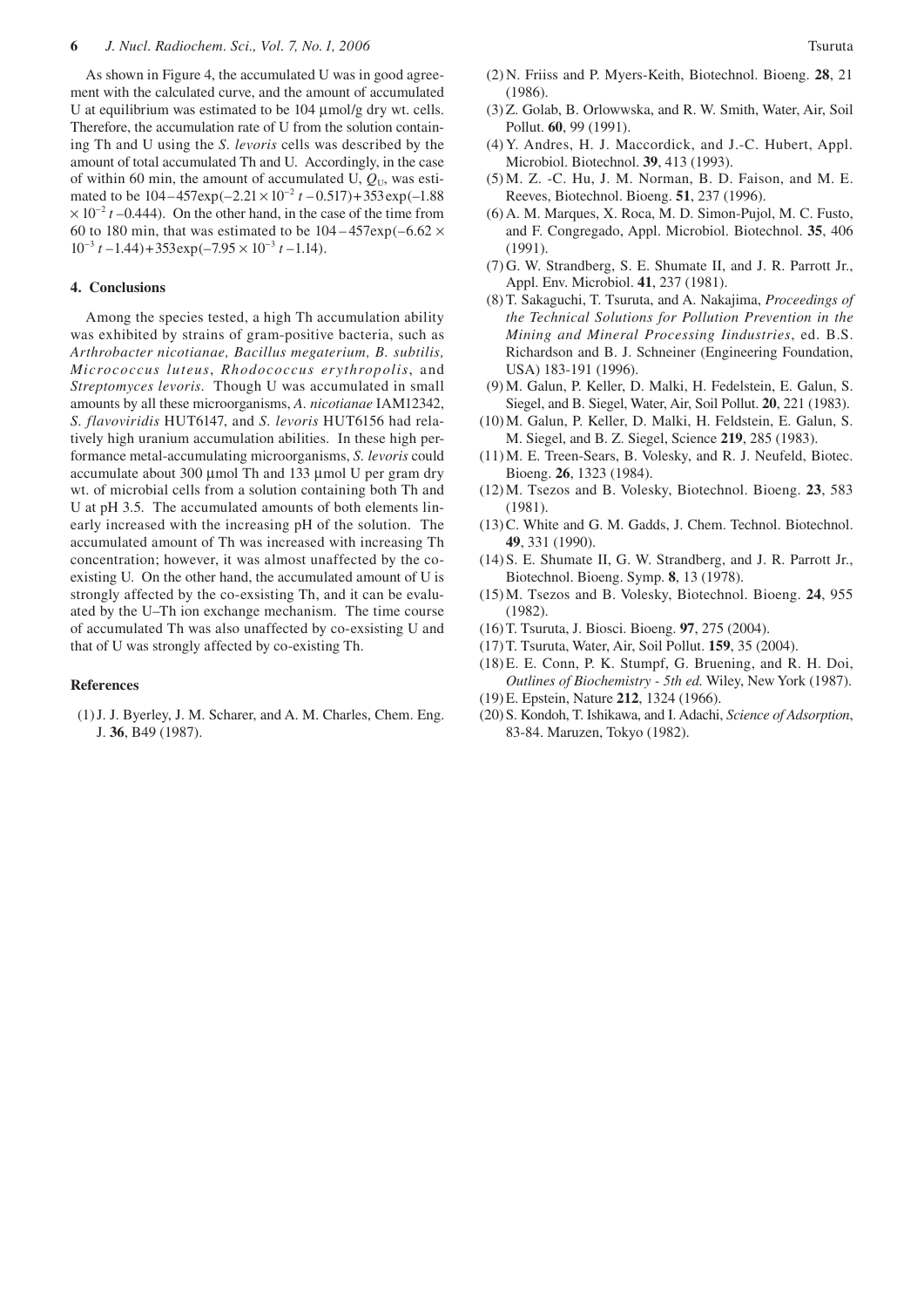As shown in Figure 4, the accumulated U was in good agreement with the calculated curve, and the amount of accumulated U at equilibrium was estimated to be 104 µmol/g dry wt. cells. Therefore, the accumulation rate of U from the solution containing Th and U using the *S. levoris* cells was described by the amount of total accumulated Th and U. Accordingly, in the case of within 60 min, the amount of accumulated U, $Q_U$, was estimated to be $104 - 457\exp(-2.21 \times 10^{-2}\, t - 0.517) + 353\exp(-1.88 \times 10^{-2}\, t - 0.444)$. On the other hand, in the case of the time from 60 to 180 min, that was estimated to be $104 - 457\exp(-6.62 \times 10^{-3}\, t - 1.44) + 353\exp(-7.95 \times 10^{-3}\, t - 1.14)$.

## 4. Conclusions

Among the species tested, a high Th accumulation ability was exhibited by strains of gram-positive bacteria, such as *Arthrobacter nicotianae, Bacillus megaterium, B. subtilis, Micrococcus luteus*, *Rhodococcus erythropolis*, and *Streptomyces levoris*. Though U was accumulated in small amounts by all these microorganisms, *A. nicotianae* IAM12342, *S. flavoviridis* HUT6147, and *S. levoris* HUT6156 had relatively high uranium accumulation abilities. In these high performance metal-accumulating microorganisms, *S. levoris* could accumulate about 300 µmol Th and 133 µmol U per gram dry wt. of microbial cells from a solution containing both Th and U at pH 3.5. The accumulated amounts of both elements linearly increased with the increasing pH of the solution. The accumulated amount of Th was increased with increasing Th concentration; however, it was almost unaffected by the coexisting U. On the other hand, the accumulated amount of U is strongly affected by the co-exsisting Th, and it can be evaluated by the U–Th ion exchange mechanism. The time course of accumulated Th was also unaffected by co-exsisting U and that of U was strongly affected by co-existing Th.

## References

(1) J. J. Byerley, J. M. Scharer, and A. M. Charles, Chem. Eng. J. **36**, B49 (1987).

(2) N. Friiss and P. Myers-Keith, Biotechnol. Bioeng. **28**, 21 (1986).

(3) Z. Golab, B. Orlowwska, and R. W. Smith, Water, Air, Soil Pollut. **60**, 99 (1991).

(4) Y. Andres, H. J. Maccordick, and J.-C. Hubert, Appl. Microbiol. Biotechnol. **39**, 413 (1993).

(5) M. Z. -C. Hu, J. M. Norman, B. D. Faison, and M. E. Reeves, Biotechnol. Bioeng. **51**, 237 (1996).

(6) A. M. Marques, X. Roca, M. D. Simon-Pujol, M. C. Fusto, and F. Congregado, Appl. Microbiol. Biotechnol. **35**, 406 (1991).

(7) G. W. Strandberg, S. E. Shumate II, and J. R. Parrott Jr., Appl. Env. Microbiol. **41**, 237 (1981).

(8) T. Sakaguchi, T. Tsuruta, and A. Nakajima, *Proceedings of the Technical Solutions for Pollution Prevention in the Mining and Mineral Processing Iindustries*, ed. B.S. Richardson and B. J. Schneiner (Engineering Foundation, USA) 183-191 (1996).

(9) M. Galun, P. Keller, D. Malki, H. Fedelstein, E. Galun, S. Siegel, and B. Siegel, Water, Air, Soil Pollut. **20**, 221 (1983).

(10) M. Galun, P. Keller, D. Malki, H. Feldstein, E. Galun, S. M. Siegel, and B. Z. Siegel, Science **219**, 285 (1983).

(11) M. E. Treen-Sears, B. Volesky, and R. J. Neufeld, Biotec. Bioeng. **26**, 1323 (1984).

(12) M. Tsezos and B. Volesky, Biotechnol. Bioeng. **23**, 583 (1981).

(13) C. White and G. M. Gadds, J. Chem. Technol. Biotechnol. **49**, 331 (1990).

(14) S. E. Shumate II, G. W. Strandberg, and J. R. Parrott Jr., Biotechnol. Bioeng. Symp. **8**, 13 (1978).

(15) M. Tsezos and B. Volesky, Biotechnol. Bioeng. **24**, 955 (1982).

(16) T. Tsuruta, J. Biosci. Bioeng. **97**, 275 (2004).

(17) T. Tsuruta, Water, Air, Soil Pollut. **159**, 35 (2004).

(18) E. E. Conn, P. K. Stumpf, G. Bruening, and R. H. Doi, *Outlines of Biochemistry - 5th ed.* Wiley, New York (1987).

(19) E. Epstein, Nature **212**, 1324 (1966).

(20) S. Kondoh, T. Ishikawa, and I. Adachi, *Science of Adsorption*, 83-84. Maruzen, Tokyo (1982).